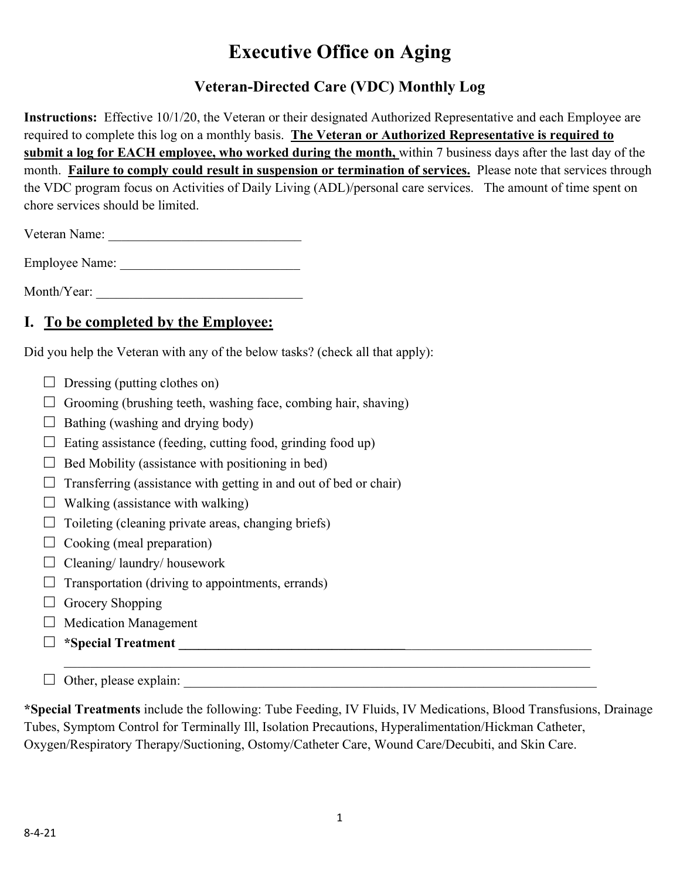# Executive Office on Aging

## Veteran-Directed Care (VDC) Monthly Log

**Instructions:** Effective 10/1/20, the Veteran or their designated Authorized Representative and each Employee are required to complete this log on a monthly basis. **The Veteran or Authorized Representative is required to submit a log for EACH employee, who worked during the month,** within 7 business days after the last day of the month. **Failure to comply could result in suspension or termination of services.** Please note that services through the VDC program focus on Activities of Daily Living (ADL)/personal care services. The amount of time spent on chore services should be limited.

Veteran Name: ____________________________

Employee Name: __________________________

Month/Year: ______________________________

## I. To be completed by the Employee:

Did you help the Veteran with any of the below tasks? (check all that apply):

- ☐ Dressing (putting clothes on)
- ☐ Grooming (brushing teeth, washing face, combing hair, shaving)
- ☐ Bathing (washing and drying body)
- ☐ Eating assistance (feeding, cutting food, grinding food up)
- ☐ Bed Mobility (assistance with positioning in bed)
- ☐ Transferring (assistance with getting in and out of bed or chair)
- ☐ Walking (assistance with walking)
- ☐ Toileting (cleaning private areas, changing briefs)
- ☐ Cooking (meal preparation)
- ☐ Cleaning/ laundry/ housework
- ☐ Transportation (driving to appointments, errands)
- ☐ Grocery Shopping
- ☐ Medication Management
- ☐ ***Special Treatment** ____________________________________________________________
  ________________________________________________________________________________
- ☐ Other, please explain: ___________________________________________________________

***Special Treatments** include the following: Tube Feeding, IV Fluids, IV Medications, Blood Transfusions, Drainage Tubes, Symptom Control for Terminally Ill, Isolation Precautions, Hyperalimentation/Hickman Catheter, Oxygen/Respiratory Therapy/Suctioning, Ostomy/Catheter Care, Wound Care/Decubiti, and Skin Care.

8-4-21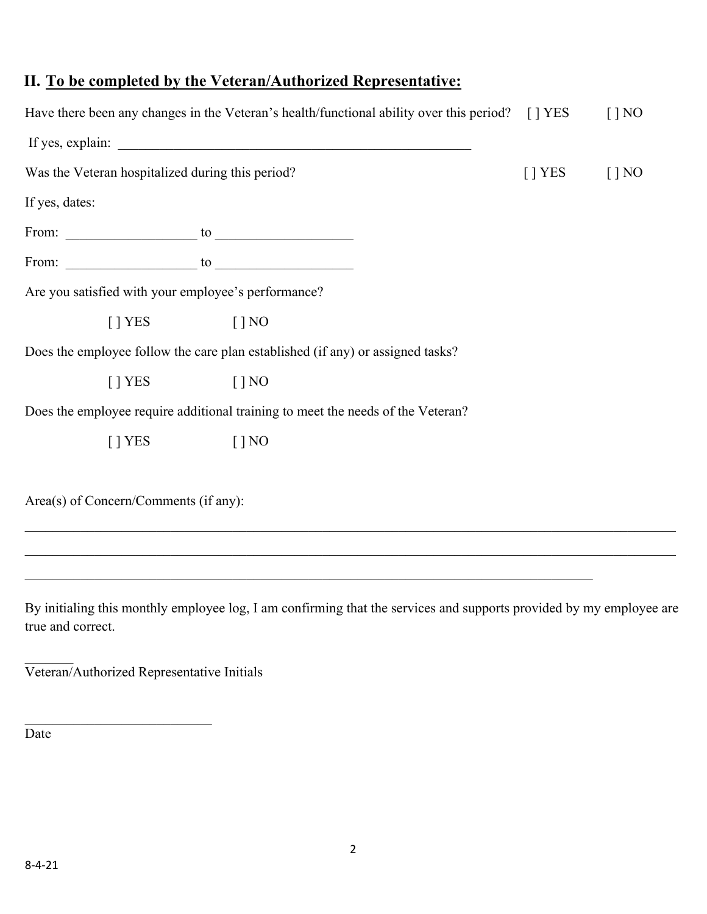## II. <u>To be completed by the Veteran/Authorized Representative:</u>

Have there been any changes in the Veteran's health/functional ability over this period? [ ] YES [ ] NO

If yes, explain: ______________________________________________________

Was the Veteran hospitalized during this period? [ ] YES [ ] NO

If yes, dates:

From: ___________________ to ____________________

From: ___________________ to ____________________

Are you satisfied with your employee's performance?

[ ] YES [ ] NO

Does the employee follow the care plan established (if any) or assigned tasks?

[ ] YES [ ] NO

Does the employee require additional training to meet the needs of the Veteran?

[ ] YES [ ] NO

Area(s) of Concern/Comments (if any):

____________________________________________________________________________________________________

____________________________________________________________________________________________________

______________________________________________________________________________________

By initialing this monthly employee log, I am confirming that the services and supports provided by my employee are true and correct.

_______
Veteran/Authorized Representative Initials

____________________________
Date

8-4-21